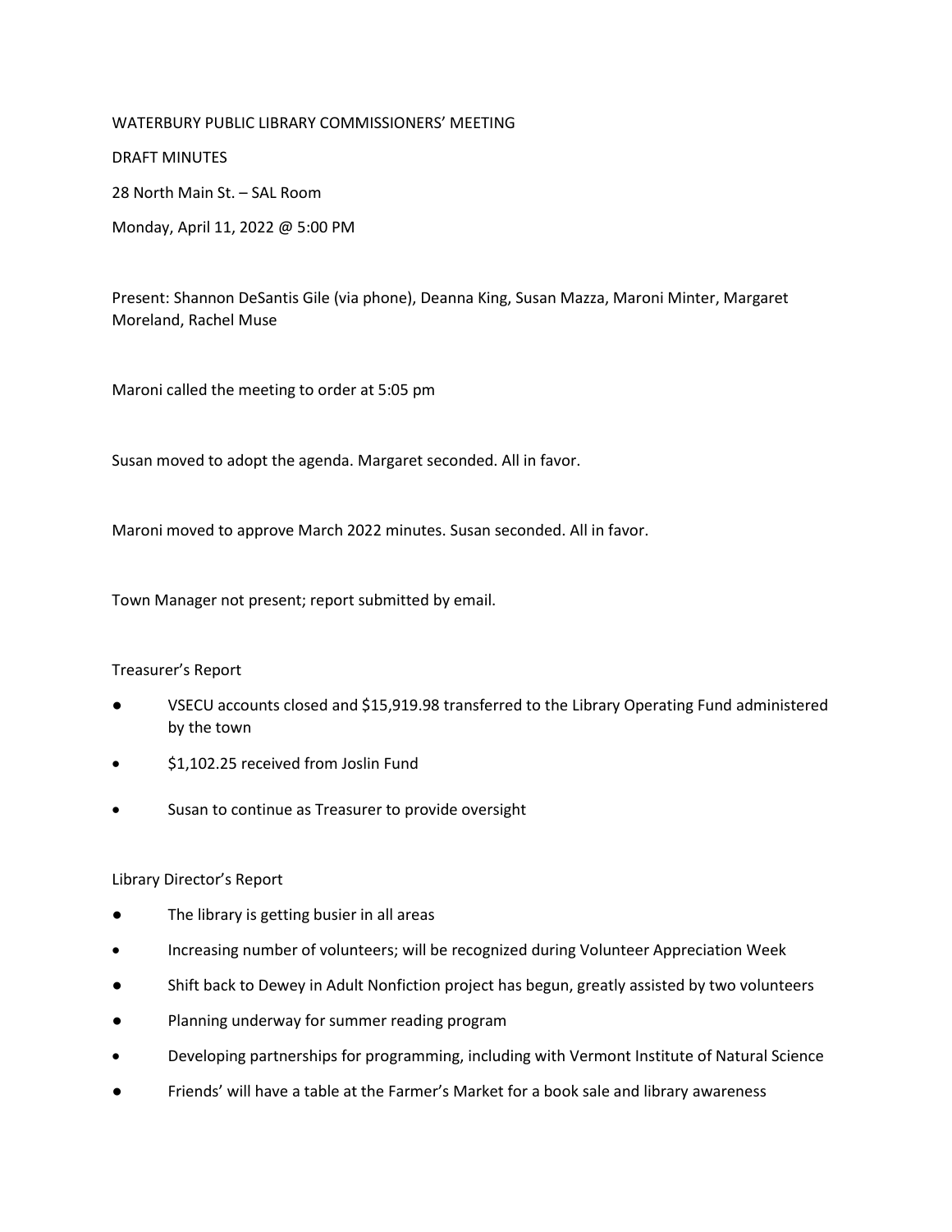WATERBURY PUBLIC LIBRARY COMMISSIONERS' MEETING

DRAFT MINUTES

28 North Main St. – SAL Room

Monday, April 11, 2022 @ 5:00 PM

Present: Shannon DeSantis Gile (via phone), Deanna King, Susan Mazza, Maroni Minter, Margaret Moreland, Rachel Muse

Maroni called the meeting to order at 5:05 pm

Susan moved to adopt the agenda. Margaret seconded. All in favor.

Maroni moved to approve March 2022 minutes. Susan seconded. All in favor.

Town Manager not present; report submitted by email.

Treasurer's Report

- VSECU accounts closed and $15,919.98 transferred to the Library Operating Fund administered by the town
- $1,102.25 received from Joslin Fund
- Susan to continue as Treasurer to provide oversight

Library Director's Report

- The library is getting busier in all areas
- Increasing number of volunteers; will be recognized during Volunteer Appreciation Week
- Shift back to Dewey in Adult Nonfiction project has begun, greatly assisted by two volunteers
- Planning underway for summer reading program
- Developing partnerships for programming, including with Vermont Institute of Natural Science
- Friends' will have a table at the Farmer's Market for a book sale and library awareness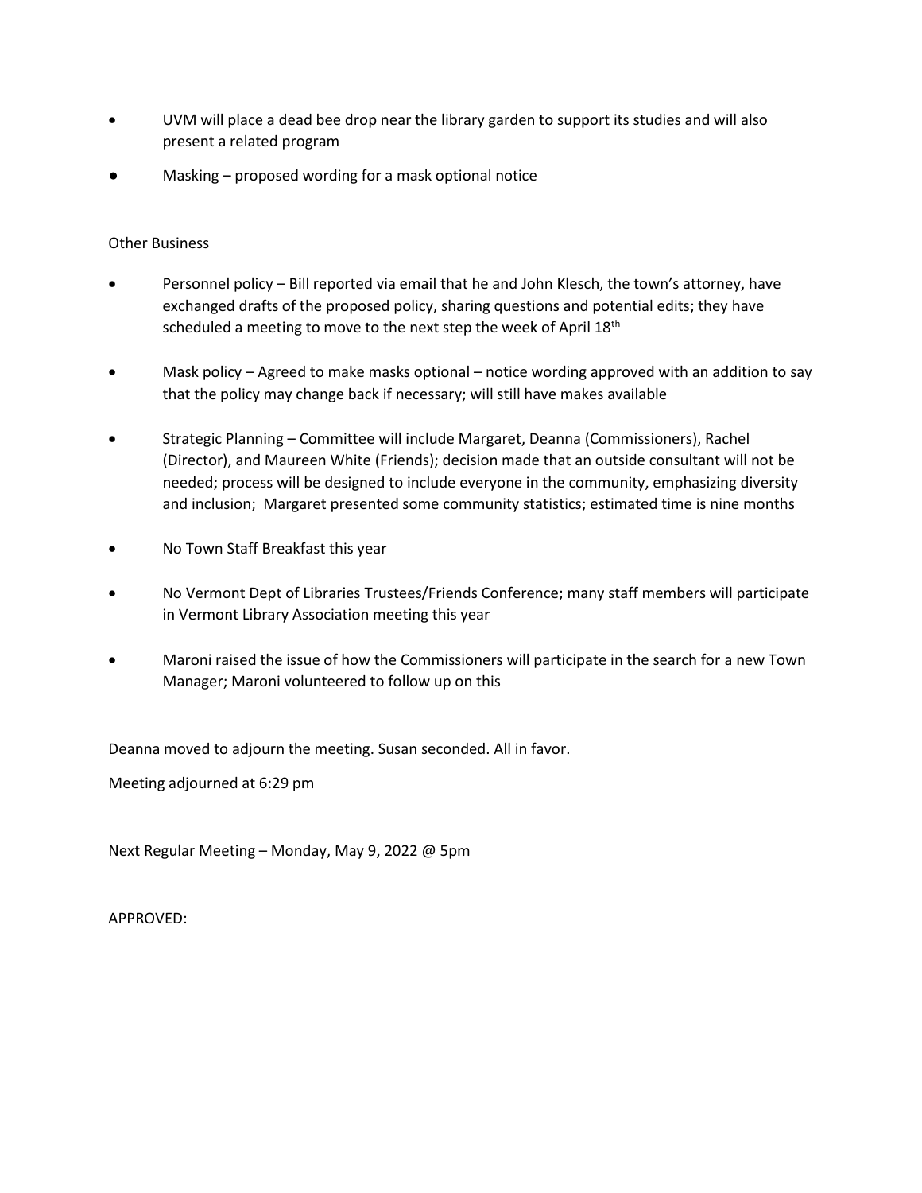- UVM will place a dead bee drop near the library garden to support its studies and will also present a related program
- Masking – proposed wording for a mask optional notice

Other Business

- Personnel policy – Bill reported via email that he and John Klesch, the town's attorney, have exchanged drafts of the proposed policy, sharing questions and potential edits; they have scheduled a meeting to move to the next step the week of April 18th
- Mask policy – Agreed to make masks optional – notice wording approved with an addition to say that the policy may change back if necessary; will still have makes available
- Strategic Planning – Committee will include Margaret, Deanna (Commissioners), Rachel (Director), and Maureen White (Friends); decision made that an outside consultant will not be needed; process will be designed to include everyone in the community, emphasizing diversity and inclusion; Margaret presented some community statistics; estimated time is nine months
- No Town Staff Breakfast this year
- No Vermont Dept of Libraries Trustees/Friends Conference; many staff members will participate in Vermont Library Association meeting this year
- Maroni raised the issue of how the Commissioners will participate in the search for a new Town Manager; Maroni volunteered to follow up on this

Deanna moved to adjourn the meeting. Susan seconded. All in favor.

Meeting adjourned at 6:29 pm

Next Regular Meeting – Monday, May 9, 2022 @ 5pm

APPROVED: